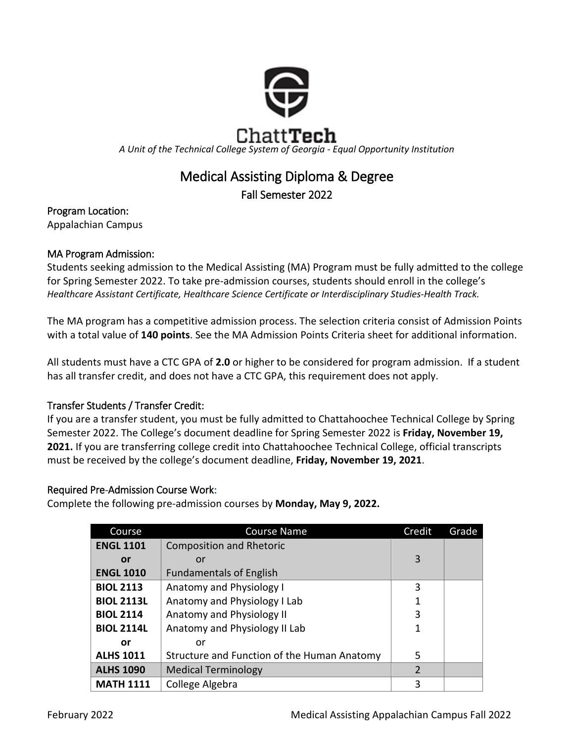ChattTech

*A Unit of the Technical College System of Georgia - Equal Opportunity Institution*

# Medical Assisting Diploma & Degree

## Fall Semester 2022

### Program Location:

Appalachian Campus

### MA Program Admission:

Students seeking admission to the Medical Assisting (MA) Program must be fully admitted to the college for Spring Semester 2022. To take pre-admission courses, students should enroll in the college's *Healthcare Assistant Certificate, Healthcare Science Certificate or Interdisciplinary Studies-Health Track.*

The MA program has a competitive admission process. The selection criteria consist of Admission Points with a total value of **140 points**. See the MA Admission Points Criteria sheet for additional information.

All students must have a CTC GPA of **2.0** or higher to be considered for program admission. If a student has all transfer credit, and does not have a CTC GPA, this requirement does not apply.

### Transfer Students / Transfer Credit:

If you are a transfer student, you must be fully admitted to Chattahoochee Technical College by Spring Semester 2022. The College's document deadline for Spring Semester 2022 is **Friday, November 19, 2021.** If you are transferring college credit into Chattahoochee Technical College, official transcripts must be received by the college's document deadline, **Friday, November 19, 2021**.

### Required Pre-Admission Course Work:

Complete the following pre-admission courses by **Monday, May 9, 2022.**

| Course | Course Name | Credit | Grade |
|---|---|---|---|
| **ENGL 1101** or **ENGL 1010** | Composition and Rhetoric or Fundamentals of English | 3 | |
| **BIOL 2113** | Anatomy and Physiology I | 3 | |
| **BIOL 2113L** | Anatomy and Physiology I Lab | 1 | |
| **BIOL 2114** | Anatomy and Physiology II | 3 | |
| **BIOL 2114L** | Anatomy and Physiology II Lab | 1 | |
| **or** | or | | |
| **ALHS 1011** | Structure and Function of the Human Anatomy | 5 | |
| **ALHS 1090** | Medical Terminology | 2 | |
| **MATH 1111** | College Algebra | 3 | |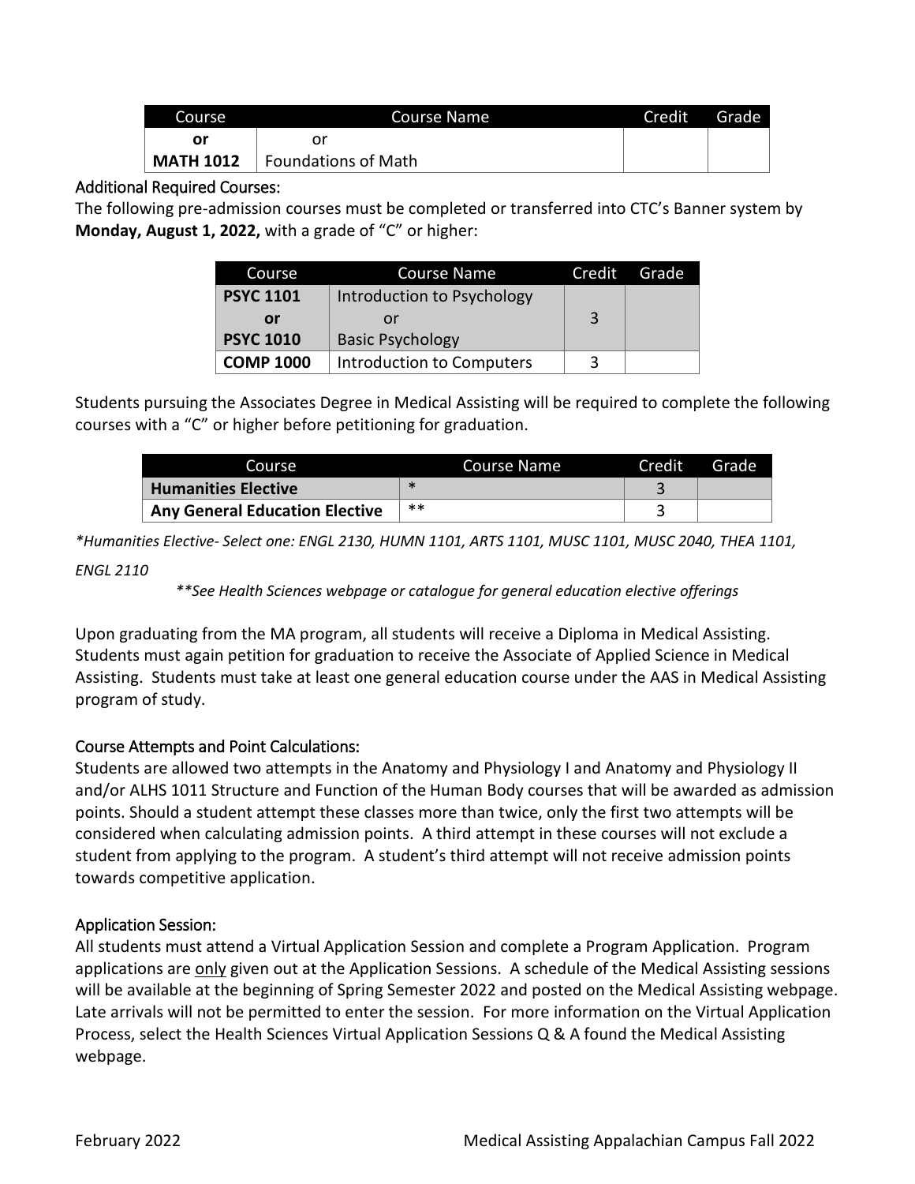| Course | Course Name | Credit | Grade |
|---|---|---|---|
| **or** | or | | |
| **MATH 1012** | Foundations of Math | | |

### Additional Required Courses:

The following pre-admission courses must be completed or transferred into CTC's Banner system by **Monday, August 1, 2022,** with a grade of "C" or higher:

| Course | Course Name | Credit | Grade |
|---|---|---|---|
| **PSYC 1101** or **PSYC 1010** | Introduction to Psychology or Basic Psychology | 3 | |
| **COMP 1000** | Introduction to Computers | 3 | |

Students pursuing the Associates Degree in Medical Assisting will be required to complete the following courses with a "C" or higher before petitioning for graduation.

| Course | Course Name | Credit | Grade |
|---|---|---|---|
| **Humanities Elective** | * | 3 | |
| **Any General Education Elective** | ** | 3 | |

*\*Humanities Elective- Select one: ENGL 2130, HUMN 1101, ARTS 1101, MUSC 1101, MUSC 2040, THEA 1101, ENGL 2110*

*\*\*See Health Sciences webpage or catalogue for general education elective offerings*

Upon graduating from the MA program, all students will receive a Diploma in Medical Assisting. Students must again petition for graduation to receive the Associate of Applied Science in Medical Assisting. Students must take at least one general education course under the AAS in Medical Assisting program of study.

### Course Attempts and Point Calculations:

Students are allowed two attempts in the Anatomy and Physiology I and Anatomy and Physiology II and/or ALHS 1011 Structure and Function of the Human Body courses that will be awarded as admission points. Should a student attempt these classes more than twice, only the first two attempts will be considered when calculating admission points. A third attempt in these courses will not exclude a student from applying to the program. A student's third attempt will not receive admission points towards competitive application.

### Application Session:

All students must attend a Virtual Application Session and complete a Program Application. Program applications are only given out at the Application Sessions. A schedule of the Medical Assisting sessions will be available at the beginning of Spring Semester 2022 and posted on the Medical Assisting webpage. Late arrivals will not be permitted to enter the session. For more information on the Virtual Application Process, select the Health Sciences Virtual Application Sessions Q & A found the Medical Assisting webpage.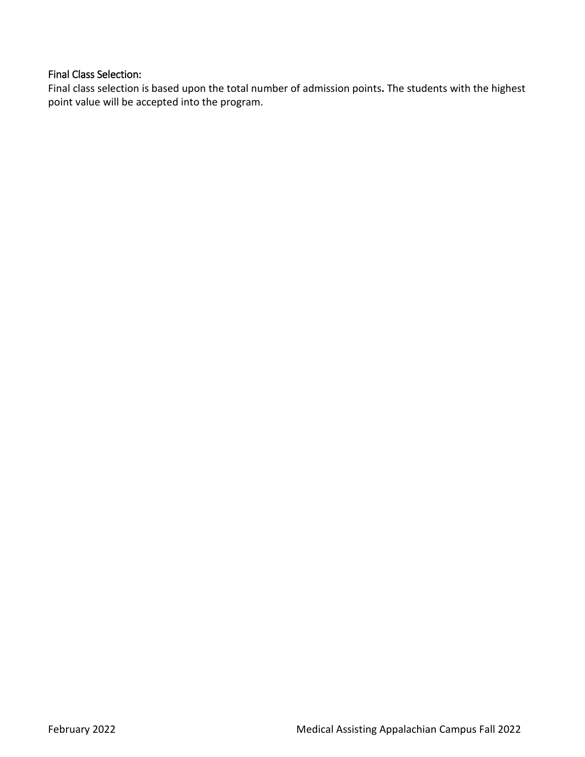## Final Class Selection:

Final class selection is based upon the total number of admission points**.** The students with the highest point value will be accepted into the program.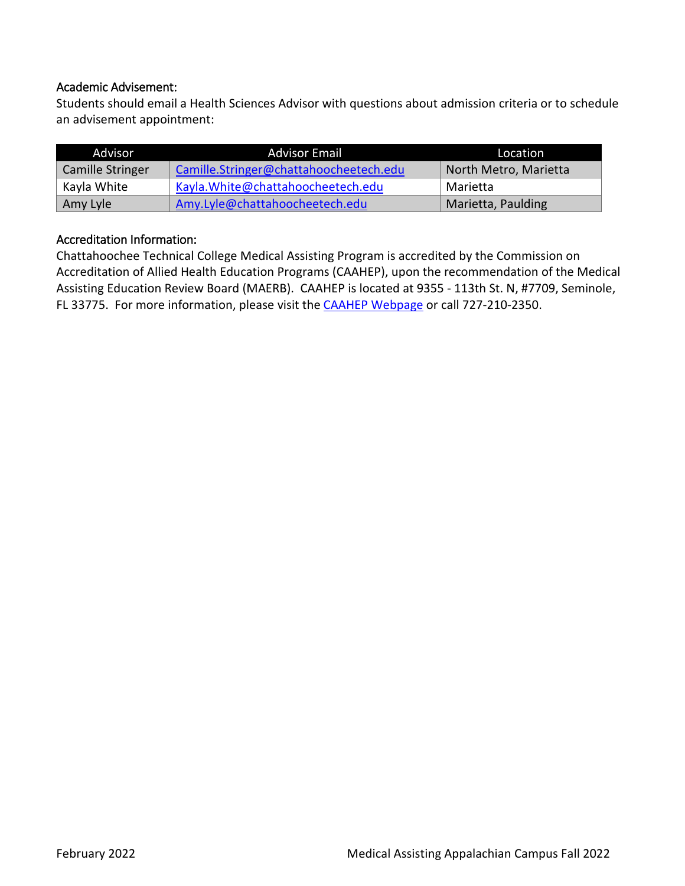### Academic Advisement:

Students should email a Health Sciences Advisor with questions about admission criteria or to schedule an advisement appointment:

| Advisor | Advisor Email | Location |
| --- | --- | --- |
| Camille Stringer | Camille.Stringer@chattahoocheetech.edu | North Metro, Marietta |
| Kayla White | Kayla.White@chattahoocheetech.edu | Marietta |
| Amy Lyle | Amy.Lyle@chattahoocheetech.edu | Marietta, Paulding |

### Accreditation Information:

Chattahoochee Technical College Medical Assisting Program is accredited by the Commission on Accreditation of Allied Health Education Programs (CAAHEP), upon the recommendation of the Medical Assisting Education Review Board (MAERB). CAAHEP is located at 9355 - 113th St. N, #7709, Seminole, FL 33775. For more information, please visit the CAAHEP Webpage or call 727-210-2350.